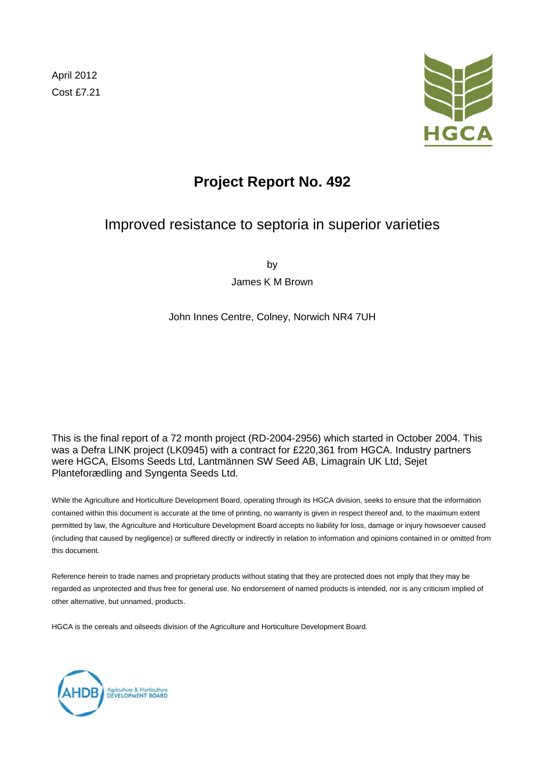April 2012

Cost £7.21

# Project Report No. 492

## Improved resistance to septoria in superior varieties

by

James K M Brown

John Innes Centre, Colney, Norwich NR4 7UH

This is the final report of a 72 month project (RD-2004-2956) which started in October 2004. This was a Defra LINK project (LK0945) with a contract for £220,361 from HGCA. Industry partners were HGCA, Elsoms Seeds Ltd, Lantmännen SW Seed AB, Limagrain UK Ltd, Sejet Planteforædling and Syngenta Seeds Ltd.

While the Agriculture and Horticulture Development Board, operating through its HGCA division, seeks to ensure that the information contained within this document is accurate at the time of printing, no warranty is given in respect thereof and, to the maximum extent permitted by law, the Agriculture and Horticulture Development Board accepts no liability for loss, damage or injury howsoever caused (including that caused by negligence) or suffered directly or indirectly in relation to information and opinions contained in or omitted from this document.

Reference herein to trade names and proprietary products without stating that they are protected does not imply that they may be regarded as unprotected and thus free for general use. No endorsement of named products is intended, nor is any criticism implied of other alternative, but unnamed, products.

HGCA is the cereals and oilseeds division of the Agriculture and Horticulture Development Board.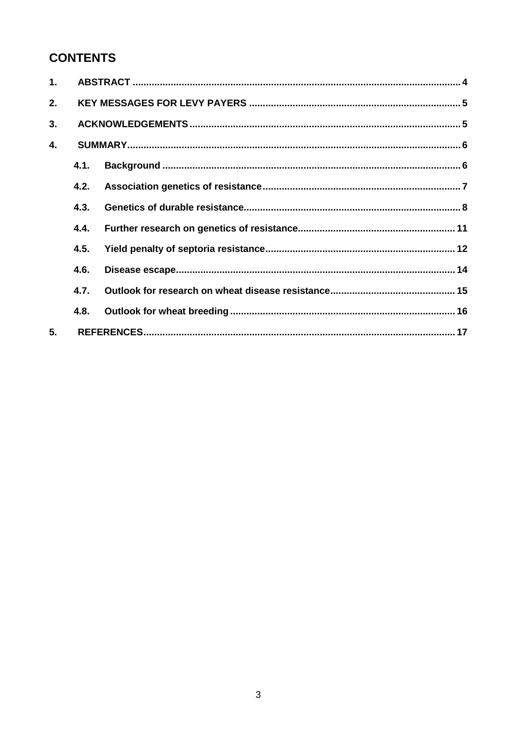# CONTENTS

1. ABSTRACT ........................................................................................................ 4
2. KEY MESSAGES FOR LEVY PAYERS ............................................................................. 5
3. ACKNOWLEDGEMENTS .................................................................................................. 5
4. SUMMARY .......................................................................................................................... 6
   - 4.1. Background ............................................................................................................ 6
   - 4.2. Association genetics of resistance ......................................................................... 7
   - 4.3. Genetics of durable resistance ............................................................................... 8
   - 4.4. Further research on genetics of resistance ............................................................ 11
   - 4.5. Yield penalty of septoria resistance ....................................................................... 12
   - 4.6. Disease escape ...................................................................................................... 14
   - 4.7. Outlook for research on wheat disease resistance ............................................... 15
   - 4.8. Outlook for wheat breeding ................................................................................... 16
5. REFERENCES .................................................................................................................. 17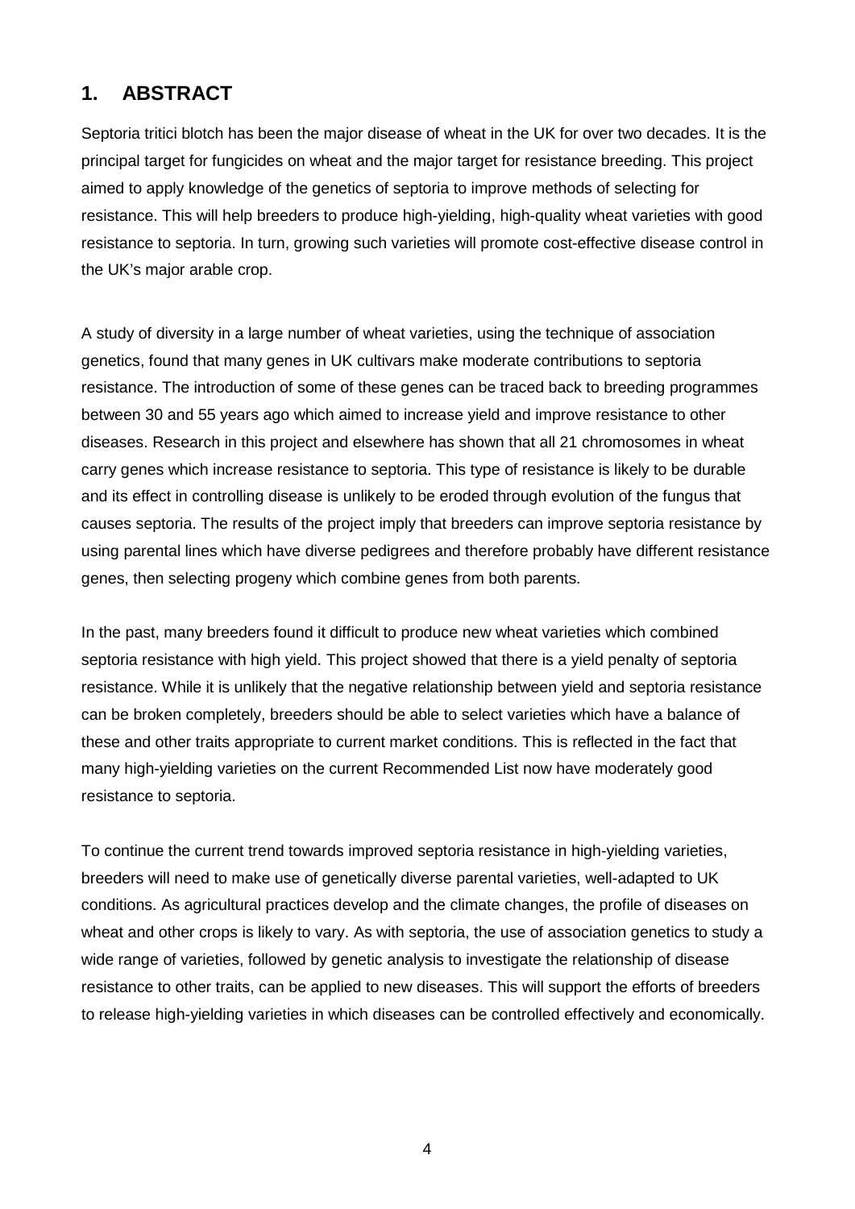## 1. ABSTRACT

Septoria tritici blotch has been the major disease of wheat in the UK for over two decades. It is the principal target for fungicides on wheat and the major target for resistance breeding. This project aimed to apply knowledge of the genetics of septoria to improve methods of selecting for resistance. This will help breeders to produce high-yielding, high-quality wheat varieties with good resistance to septoria. In turn, growing such varieties will promote cost-effective disease control in the UK's major arable crop.

A study of diversity in a large number of wheat varieties, using the technique of association genetics, found that many genes in UK cultivars make moderate contributions to septoria resistance. The introduction of some of these genes can be traced back to breeding programmes between 30 and 55 years ago which aimed to increase yield and improve resistance to other diseases. Research in this project and elsewhere has shown that all 21 chromosomes in wheat carry genes which increase resistance to septoria. This type of resistance is likely to be durable and its effect in controlling disease is unlikely to be eroded through evolution of the fungus that causes septoria. The results of the project imply that breeders can improve septoria resistance by using parental lines which have diverse pedigrees and therefore probably have different resistance genes, then selecting progeny which combine genes from both parents.

In the past, many breeders found it difficult to produce new wheat varieties which combined septoria resistance with high yield. This project showed that there is a yield penalty of septoria resistance. While it is unlikely that the negative relationship between yield and septoria resistance can be broken completely, breeders should be able to select varieties which have a balance of these and other traits appropriate to current market conditions. This is reflected in the fact that many high-yielding varieties on the current Recommended List now have moderately good resistance to septoria.

To continue the current trend towards improved septoria resistance in high-yielding varieties, breeders will need to make use of genetically diverse parental varieties, well-adapted to UK conditions. As agricultural practices develop and the climate changes, the profile of diseases on wheat and other crops is likely to vary. As with septoria, the use of association genetics to study a wide range of varieties, followed by genetic analysis to investigate the relationship of disease resistance to other traits, can be applied to new diseases. This will support the efforts of breeders to release high-yielding varieties in which diseases can be controlled effectively and economically.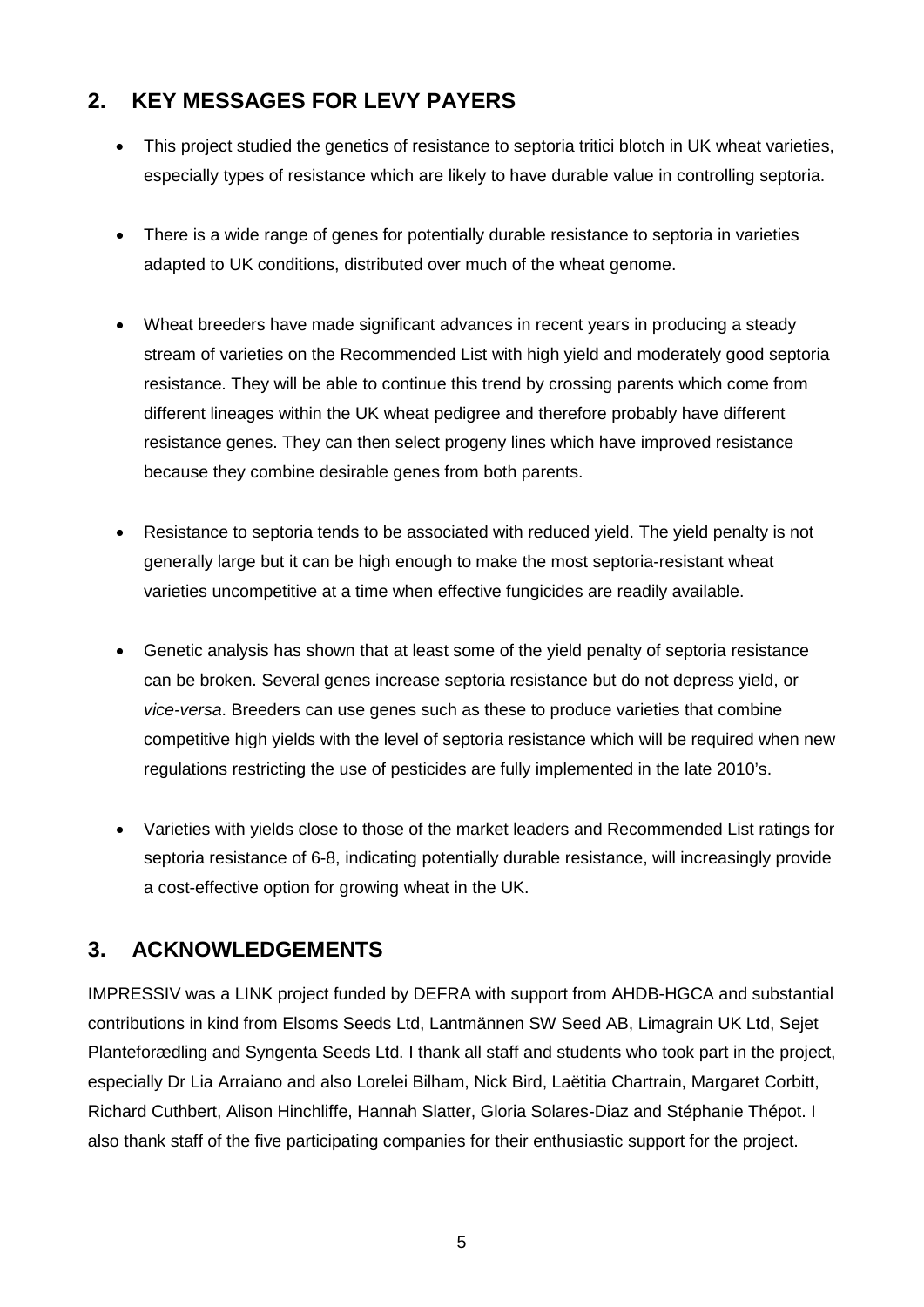## 2. KEY MESSAGES FOR LEVY PAYERS

- This project studied the genetics of resistance to septoria tritici blotch in UK wheat varieties, especially types of resistance which are likely to have durable value in controlling septoria.
- There is a wide range of genes for potentially durable resistance to septoria in varieties adapted to UK conditions, distributed over much of the wheat genome.
- Wheat breeders have made significant advances in recent years in producing a steady stream of varieties on the Recommended List with high yield and moderately good septoria resistance. They will be able to continue this trend by crossing parents which come from different lineages within the UK wheat pedigree and therefore probably have different resistance genes. They can then select progeny lines which have improved resistance because they combine desirable genes from both parents.
- Resistance to septoria tends to be associated with reduced yield. The yield penalty is not generally large but it can be high enough to make the most septoria-resistant wheat varieties uncompetitive at a time when effective fungicides are readily available.
- Genetic analysis has shown that at least some of the yield penalty of septoria resistance can be broken. Several genes increase septoria resistance but do not depress yield, or *vice-versa*. Breeders can use genes such as these to produce varieties that combine competitive high yields with the level of septoria resistance which will be required when new regulations restricting the use of pesticides are fully implemented in the late 2010's.
- Varieties with yields close to those of the market leaders and Recommended List ratings for septoria resistance of 6-8, indicating potentially durable resistance, will increasingly provide a cost-effective option for growing wheat in the UK.

## 3. ACKNOWLEDGEMENTS

IMPRESSIV was a LINK project funded by DEFRA with support from AHDB-HGCA and substantial contributions in kind from Elsoms Seeds Ltd, Lantmännen SW Seed AB, Limagrain UK Ltd, Sejet Planteforædling and Syngenta Seeds Ltd. I thank all staff and students who took part in the project, especially Dr Lia Arraiano and also Lorelei Bilham, Nick Bird, Laëtitia Chartrain, Margaret Corbitt, Richard Cuthbert, Alison Hinchliffe, Hannah Slatter, Gloria Solares-Diaz and Stéphanie Thépot. I also thank staff of the five participating companies for their enthusiastic support for the project.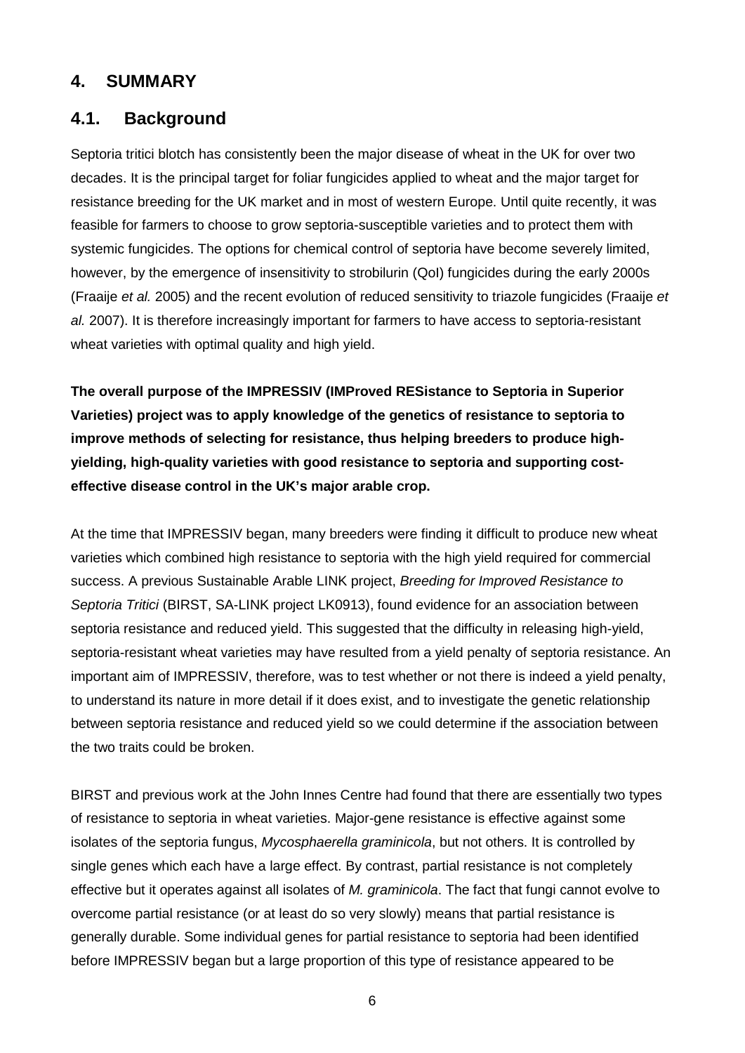## 4. SUMMARY

### 4.1. Background

Septoria tritici blotch has consistently been the major disease of wheat in the UK for over two decades. It is the principal target for foliar fungicides applied to wheat and the major target for resistance breeding for the UK market and in most of western Europe. Until quite recently, it was feasible for farmers to choose to grow septoria-susceptible varieties and to protect them with systemic fungicides. The options for chemical control of septoria have become severely limited, however, by the emergence of insensitivity to strobilurin (QoI) fungicides during the early 2000s (Fraaije *et al.* 2005) and the recent evolution of reduced sensitivity to triazole fungicides (Fraaije *et al.* 2007). It is therefore increasingly important for farmers to have access to septoria-resistant wheat varieties with optimal quality and high yield.

**The overall purpose of the IMPRESSIV (IMProved RESistance to Septoria in Superior Varieties) project was to apply knowledge of the genetics of resistance to septoria to improve methods of selecting for resistance, thus helping breeders to produce high-yielding, high-quality varieties with good resistance to septoria and supporting cost-effective disease control in the UK's major arable crop.**

At the time that IMPRESSIV began, many breeders were finding it difficult to produce new wheat varieties which combined high resistance to septoria with the high yield required for commercial success. A previous Sustainable Arable LINK project, *Breeding for Improved Resistance to Septoria Tritici* (BIRST, SA-LINK project LK0913), found evidence for an association between septoria resistance and reduced yield. This suggested that the difficulty in releasing high-yield, septoria-resistant wheat varieties may have resulted from a yield penalty of septoria resistance. An important aim of IMPRESSIV, therefore, was to test whether or not there is indeed a yield penalty, to understand its nature in more detail if it does exist, and to investigate the genetic relationship between septoria resistance and reduced yield so we could determine if the association between the two traits could be broken.

BIRST and previous work at the John Innes Centre had found that there are essentially two types of resistance to septoria in wheat varieties. Major-gene resistance is effective against some isolates of the septoria fungus, *Mycosphaerella graminicola*, but not others. It is controlled by single genes which each have a large effect. By contrast, partial resistance is not completely effective but it operates against all isolates of *M. graminicola*. The fact that fungi cannot evolve to overcome partial resistance (or at least do so very slowly) means that partial resistance is generally durable. Some individual genes for partial resistance to septoria had been identified before IMPRESSIV began but a large proportion of this type of resistance appeared to be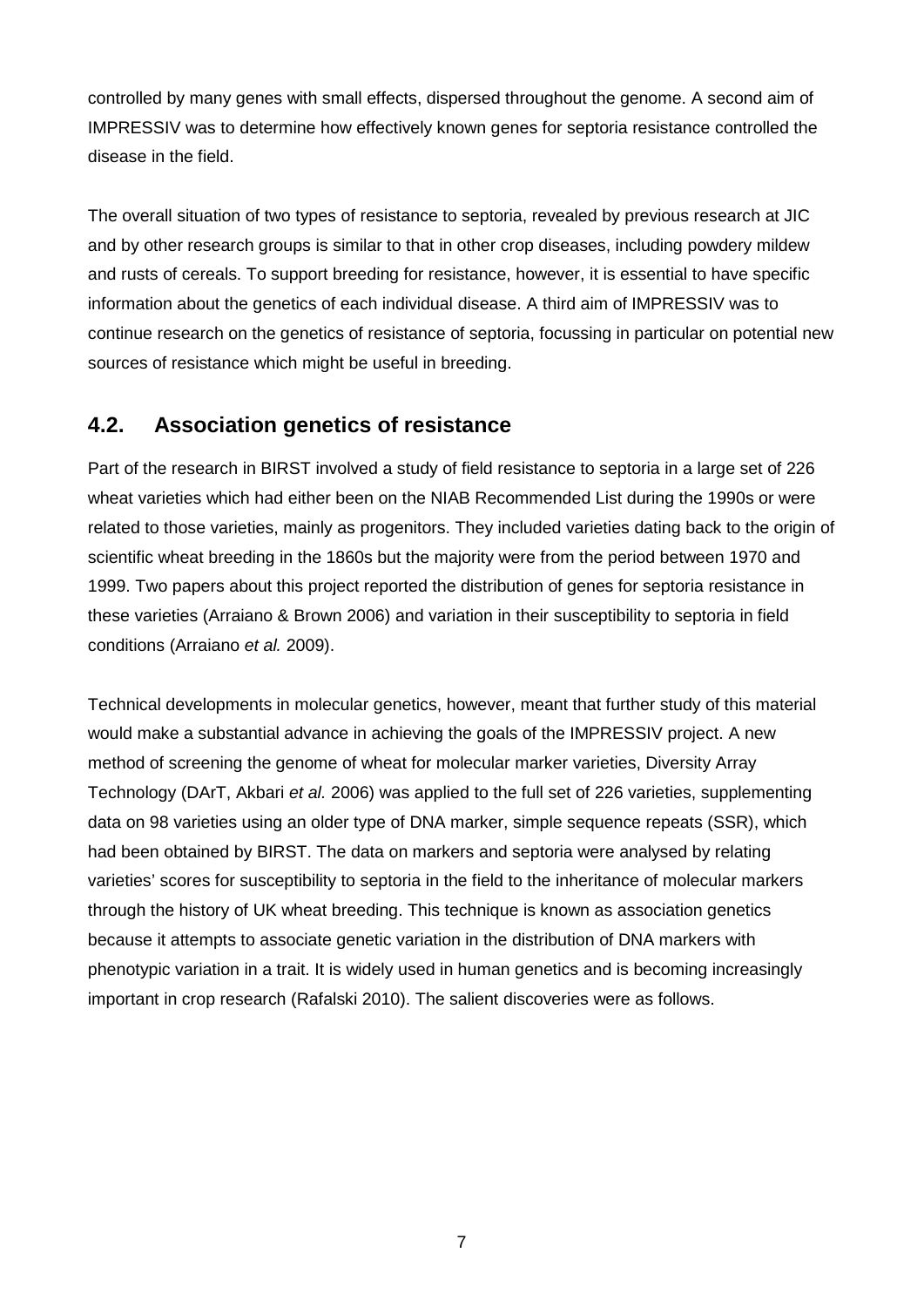controlled by many genes with small effects, dispersed throughout the genome. A second aim of IMPRESSIV was to determine how effectively known genes for septoria resistance controlled the disease in the field.

The overall situation of two types of resistance to septoria, revealed by previous research at JIC and by other research groups is similar to that in other crop diseases, including powdery mildew and rusts of cereals. To support breeding for resistance, however, it is essential to have specific information about the genetics of each individual disease. A third aim of IMPRESSIV was to continue research on the genetics of resistance of septoria, focussing in particular on potential new sources of resistance which might be useful in breeding.

## 4.2. Association genetics of resistance

Part of the research in BIRST involved a study of field resistance to septoria in a large set of 226 wheat varieties which had either been on the NIAB Recommended List during the 1990s or were related to those varieties, mainly as progenitors. They included varieties dating back to the origin of scientific wheat breeding in the 1860s but the majority were from the period between 1970 and 1999. Two papers about this project reported the distribution of genes for septoria resistance in these varieties (Arraiano & Brown 2006) and variation in their susceptibility to septoria in field conditions (Arraiano *et al.* 2009).

Technical developments in molecular genetics, however, meant that further study of this material would make a substantial advance in achieving the goals of the IMPRESSIV project. A new method of screening the genome of wheat for molecular marker varieties, Diversity Array Technology (DArT, Akbari *et al.* 2006) was applied to the full set of 226 varieties, supplementing data on 98 varieties using an older type of DNA marker, simple sequence repeats (SSR), which had been obtained by BIRST. The data on markers and septoria were analysed by relating varieties' scores for susceptibility to septoria in the field to the inheritance of molecular markers through the history of UK wheat breeding. This technique is known as association genetics because it attempts to associate genetic variation in the distribution of DNA markers with phenotypic variation in a trait. It is widely used in human genetics and is becoming increasingly important in crop research (Rafalski 2010). The salient discoveries were as follows.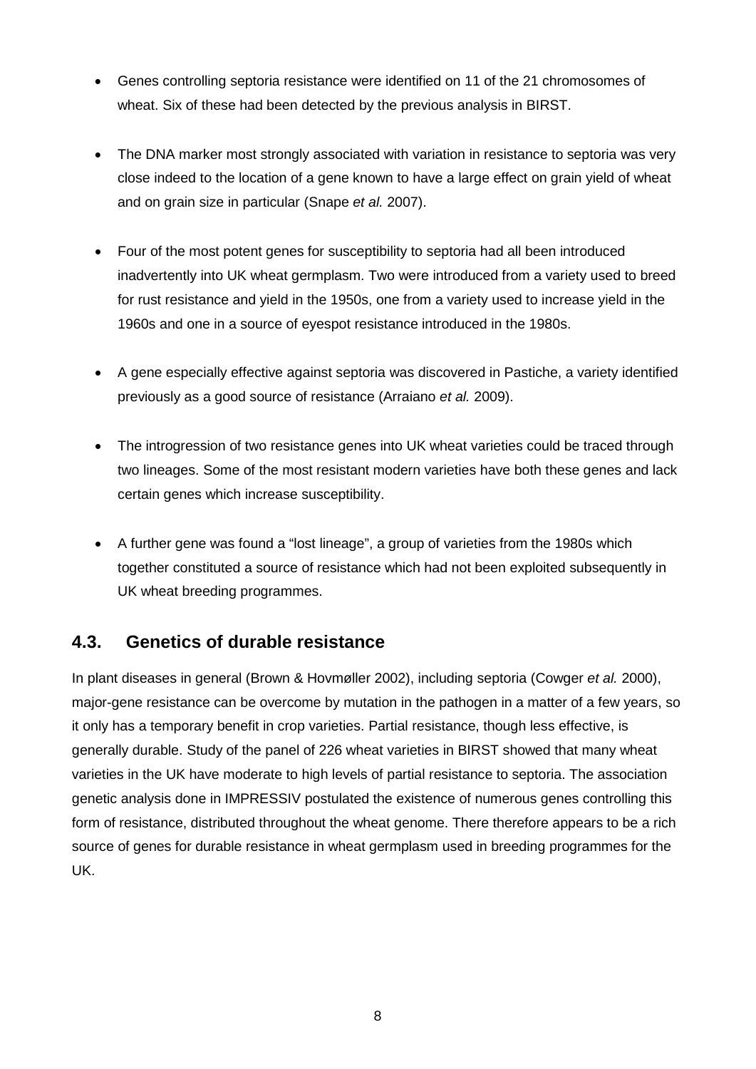- Genes controlling septoria resistance were identified on 11 of the 21 chromosomes of wheat. Six of these had been detected by the previous analysis in BIRST.

- The DNA marker most strongly associated with variation in resistance to septoria was very close indeed to the location of a gene known to have a large effect on grain yield of wheat and on grain size in particular (Snape *et al.* 2007).

- Four of the most potent genes for susceptibility to septoria had all been introduced inadvertently into UK wheat germplasm. Two were introduced from a variety used to breed for rust resistance and yield in the 1950s, one from a variety used to increase yield in the 1960s and one in a source of eyespot resistance introduced in the 1980s.

- A gene especially effective against septoria was discovered in Pastiche, a variety identified previously as a good source of resistance (Arraiano *et al.* 2009).

- The introgression of two resistance genes into UK wheat varieties could be traced through two lineages. Some of the most resistant modern varieties have both these genes and lack certain genes which increase susceptibility.

- A further gene was found a "lost lineage", a group of varieties from the 1980s which together constituted a source of resistance which had not been exploited subsequently in UK wheat breeding programmes.

## 4.3. Genetics of durable resistance

In plant diseases in general (Brown & Hovmøller 2002), including septoria (Cowger *et al.* 2000), major-gene resistance can be overcome by mutation in the pathogen in a matter of a few years, so it only has a temporary benefit in crop varieties. Partial resistance, though less effective, is generally durable. Study of the panel of 226 wheat varieties in BIRST showed that many wheat varieties in the UK have moderate to high levels of partial resistance to septoria. The association genetic analysis done in IMPRESSIV postulated the existence of numerous genes controlling this form of resistance, distributed throughout the wheat genome. There therefore appears to be a rich source of genes for durable resistance in wheat germplasm used in breeding programmes for the UK.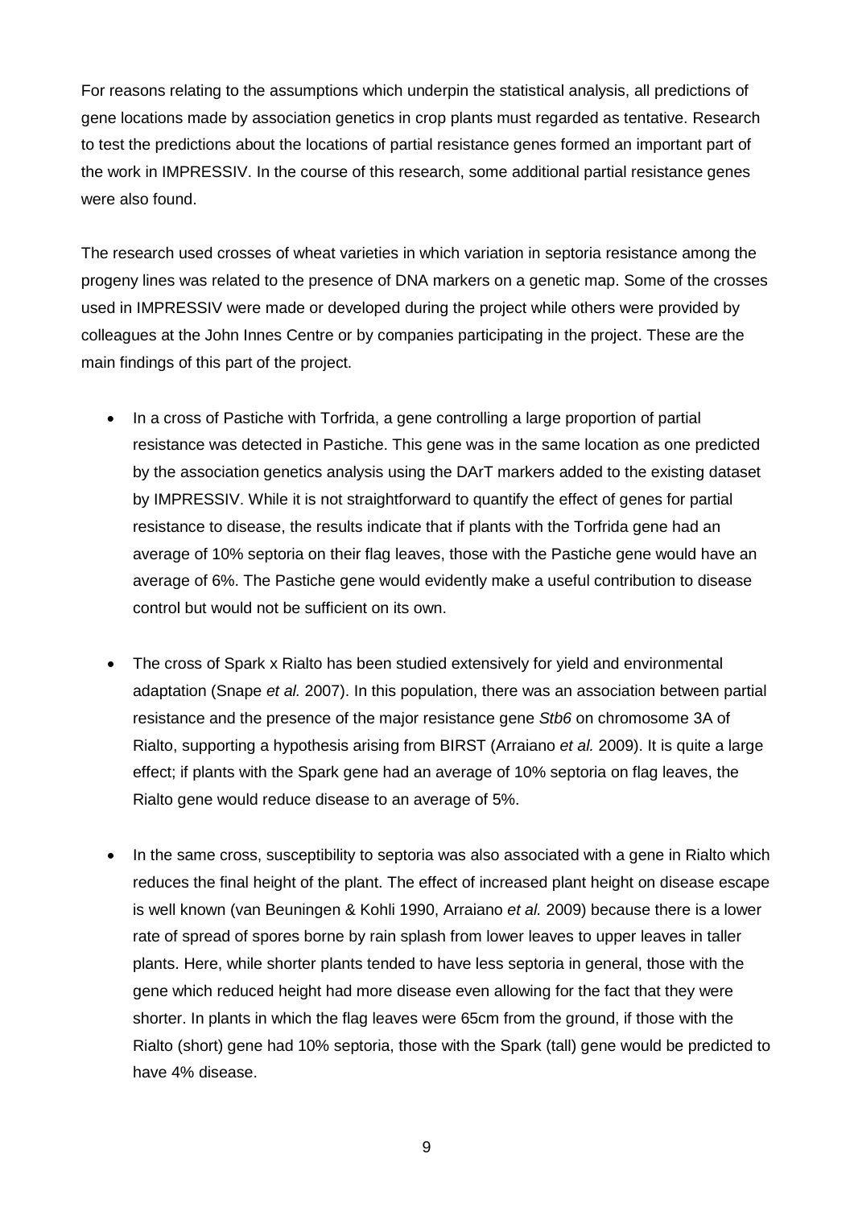For reasons relating to the assumptions which underpin the statistical analysis, all predictions of gene locations made by association genetics in crop plants must regarded as tentative. Research to test the predictions about the locations of partial resistance genes formed an important part of the work in IMPRESSIV. In the course of this research, some additional partial resistance genes were also found.

The research used crosses of wheat varieties in which variation in septoria resistance among the progeny lines was related to the presence of DNA markers on a genetic map. Some of the crosses used in IMPRESSIV were made or developed during the project while others were provided by colleagues at the John Innes Centre or by companies participating in the project. These are the main findings of this part of the project.

- In a cross of Pastiche with Torfrida, a gene controlling a large proportion of partial resistance was detected in Pastiche. This gene was in the same location as one predicted by the association genetics analysis using the DArT markers added to the existing dataset by IMPRESSIV. While it is not straightforward to quantify the effect of genes for partial resistance to disease, the results indicate that if plants with the Torfrida gene had an average of 10% septoria on their flag leaves, those with the Pastiche gene would have an average of 6%. The Pastiche gene would evidently make a useful contribution to disease control but would not be sufficient on its own.

- The cross of Spark x Rialto has been studied extensively for yield and environmental adaptation (Snape *et al.* 2007). In this population, there was an association between partial resistance and the presence of the major resistance gene *Stb6* on chromosome 3A of Rialto, supporting a hypothesis arising from BIRST (Arraiano *et al.* 2009). It is quite a large effect; if plants with the Spark gene had an average of 10% septoria on flag leaves, the Rialto gene would reduce disease to an average of 5%.

- In the same cross, susceptibility to septoria was also associated with a gene in Rialto which reduces the final height of the plant. The effect of increased plant height on disease escape is well known (van Beuningen & Kohli 1990, Arraiano *et al.* 2009) because there is a lower rate of spread of spores borne by rain splash from lower leaves to upper leaves in taller plants. Here, while shorter plants tended to have less septoria in general, those with the gene which reduced height had more disease even allowing for the fact that they were shorter. In plants in which the flag leaves were 65cm from the ground, if those with the Rialto (short) gene had 10% septoria, those with the Spark (tall) gene would be predicted to have 4% disease.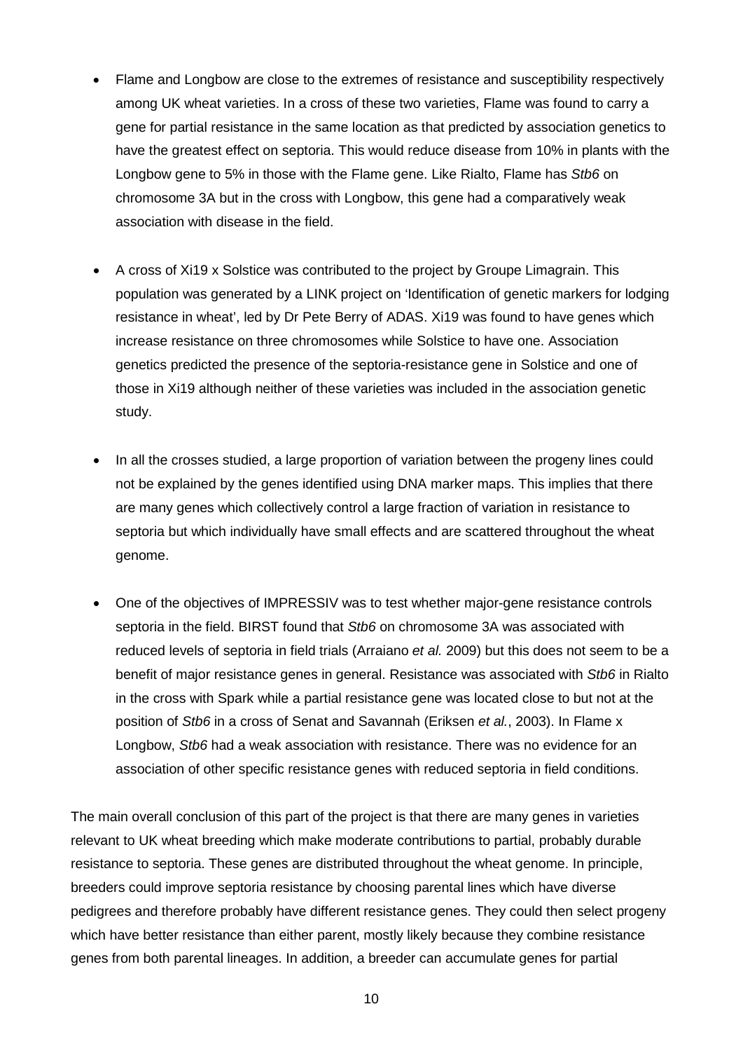- Flame and Longbow are close to the extremes of resistance and susceptibility respectively among UK wheat varieties. In a cross of these two varieties, Flame was found to carry a gene for partial resistance in the same location as that predicted by association genetics to have the greatest effect on septoria. This would reduce disease from 10% in plants with the Longbow gene to 5% in those with the Flame gene. Like Rialto, Flame has *Stb6* on chromosome 3A but in the cross with Longbow, this gene had a comparatively weak association with disease in the field.

- A cross of Xi19 x Solstice was contributed to the project by Groupe Limagrain. This population was generated by a LINK project on 'Identification of genetic markers for lodging resistance in wheat', led by Dr Pete Berry of ADAS. Xi19 was found to have genes which increase resistance on three chromosomes while Solstice to have one. Association genetics predicted the presence of the septoria-resistance gene in Solstice and one of those in Xi19 although neither of these varieties was included in the association genetic study.

- In all the crosses studied, a large proportion of variation between the progeny lines could not be explained by the genes identified using DNA marker maps. This implies that there are many genes which collectively control a large fraction of variation in resistance to septoria but which individually have small effects and are scattered throughout the wheat genome.

- One of the objectives of IMPRESSIV was to test whether major-gene resistance controls septoria in the field. BIRST found that *Stb6* on chromosome 3A was associated with reduced levels of septoria in field trials (Arraiano *et al.* 2009) but this does not seem to be a benefit of major resistance genes in general. Resistance was associated with *Stb6* in Rialto in the cross with Spark while a partial resistance gene was located close to but not at the position of *Stb6* in a cross of Senat and Savannah (Eriksen *et al.*, 2003). In Flame x Longbow, *Stb6* had a weak association with resistance. There was no evidence for an association of other specific resistance genes with reduced septoria in field conditions.

The main overall conclusion of this part of the project is that there are many genes in varieties relevant to UK wheat breeding which make moderate contributions to partial, probably durable resistance to septoria. These genes are distributed throughout the wheat genome. In principle, breeders could improve septoria resistance by choosing parental lines which have diverse pedigrees and therefore probably have different resistance genes. They could then select progeny which have better resistance than either parent, mostly likely because they combine resistance genes from both parental lineages. In addition, a breeder can accumulate genes for partial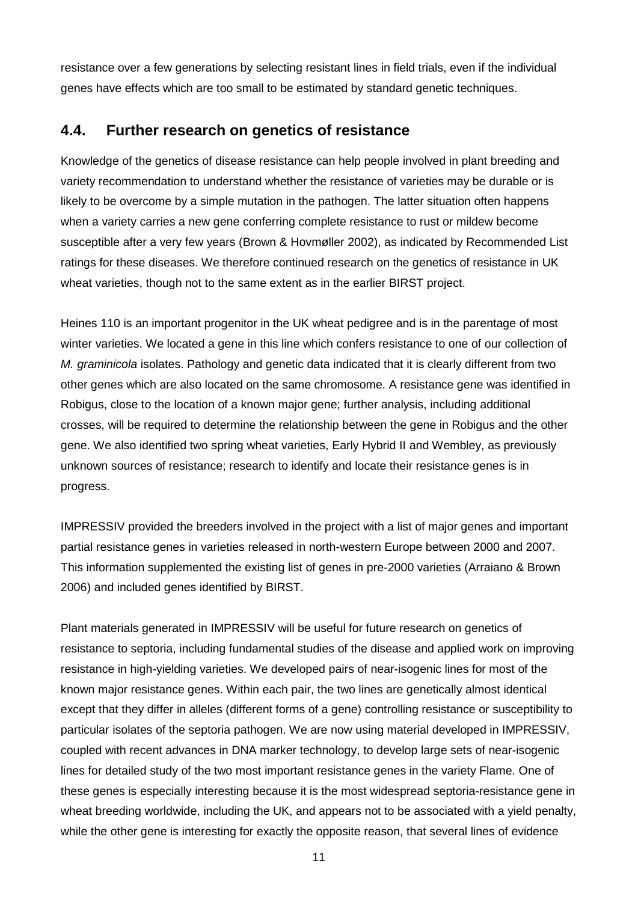resistance over a few generations by selecting resistant lines in field trials, even if the individual genes have effects which are too small to be estimated by standard genetic techniques.

## 4.4. Further research on genetics of resistance

Knowledge of the genetics of disease resistance can help people involved in plant breeding and variety recommendation to understand whether the resistance of varieties may be durable or is likely to be overcome by a simple mutation in the pathogen. The latter situation often happens when a variety carries a new gene conferring complete resistance to rust or mildew become susceptible after a very few years (Brown & Hovmøller 2002), as indicated by Recommended List ratings for these diseases. We therefore continued research on the genetics of resistance in UK wheat varieties, though not to the same extent as in the earlier BIRST project.

Heines 110 is an important progenitor in the UK wheat pedigree and is in the parentage of most winter varieties. We located a gene in this line which confers resistance to one of our collection of *M. graminicola* isolates. Pathology and genetic data indicated that it is clearly different from two other genes which are also located on the same chromosome. A resistance gene was identified in Robigus, close to the location of a known major gene; further analysis, including additional crosses, will be required to determine the relationship between the gene in Robigus and the other gene. We also identified two spring wheat varieties, Early Hybrid II and Wembley, as previously unknown sources of resistance; research to identify and locate their resistance genes is in progress.

IMPRESSIV provided the breeders involved in the project with a list of major genes and important partial resistance genes in varieties released in north-western Europe between 2000 and 2007. This information supplemented the existing list of genes in pre-2000 varieties (Arraiano & Brown 2006) and included genes identified by BIRST.

Plant materials generated in IMPRESSIV will be useful for future research on genetics of resistance to septoria, including fundamental studies of the disease and applied work on improving resistance in high-yielding varieties. We developed pairs of near-isogenic lines for most of the known major resistance genes. Within each pair, the two lines are genetically almost identical except that they differ in alleles (different forms of a gene) controlling resistance or susceptibility to particular isolates of the septoria pathogen. We are now using material developed in IMPRESSIV, coupled with recent advances in DNA marker technology, to develop large sets of near-isogenic lines for detailed study of the two most important resistance genes in the variety Flame. One of these genes is especially interesting because it is the most widespread septoria-resistance gene in wheat breeding worldwide, including the UK, and appears not to be associated with a yield penalty, while the other gene is interesting for exactly the opposite reason, that several lines of evidence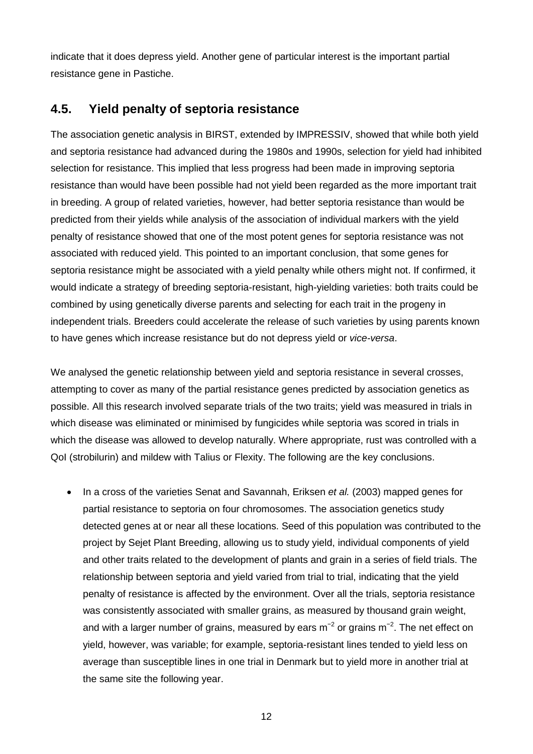indicate that it does depress yield. Another gene of particular interest is the important partial resistance gene in Pastiche.

## 4.5. Yield penalty of septoria resistance

The association genetic analysis in BIRST, extended by IMPRESSIV, showed that while both yield and septoria resistance had advanced during the 1980s and 1990s, selection for yield had inhibited selection for resistance. This implied that less progress had been made in improving septoria resistance than would have been possible had not yield been regarded as the more important trait in breeding. A group of related varieties, however, had better septoria resistance than would be predicted from their yields while analysis of the association of individual markers with the yield penalty of resistance showed that one of the most potent genes for septoria resistance was not associated with reduced yield. This pointed to an important conclusion, that some genes for septoria resistance might be associated with a yield penalty while others might not. If confirmed, it would indicate a strategy of breeding septoria-resistant, high-yielding varieties: both traits could be combined by using genetically diverse parents and selecting for each trait in the progeny in independent trials. Breeders could accelerate the release of such varieties by using parents known to have genes which increase resistance but do not depress yield or *vice-versa*.

We analysed the genetic relationship between yield and septoria resistance in several crosses, attempting to cover as many of the partial resistance genes predicted by association genetics as possible. All this research involved separate trials of the two traits; yield was measured in trials in which disease was eliminated or minimised by fungicides while septoria was scored in trials in which the disease was allowed to develop naturally. Where appropriate, rust was controlled with a QoI (strobilurin) and mildew with Talius or Flexity. The following are the key conclusions.

- In a cross of the varieties Senat and Savannah, Eriksen *et al.* (2003) mapped genes for partial resistance to septoria on four chromosomes. The association genetics study detected genes at or near all these locations. Seed of this population was contributed to the project by Sejet Plant Breeding, allowing us to study yield, individual components of yield and other traits related to the development of plants and grain in a series of field trials. The relationship between septoria and yield varied from trial to trial, indicating that the yield penalty of resistance is affected by the environment. Over all the trials, septoria resistance was consistently associated with smaller grains, as measured by thousand grain weight, and with a larger number of grains, measured by ears $m^{-2}$ or grains $m^{-2}$. The net effect on yield, however, was variable; for example, septoria-resistant lines tended to yield less on average than susceptible lines in one trial in Denmark but to yield more in another trial at the same site the following year.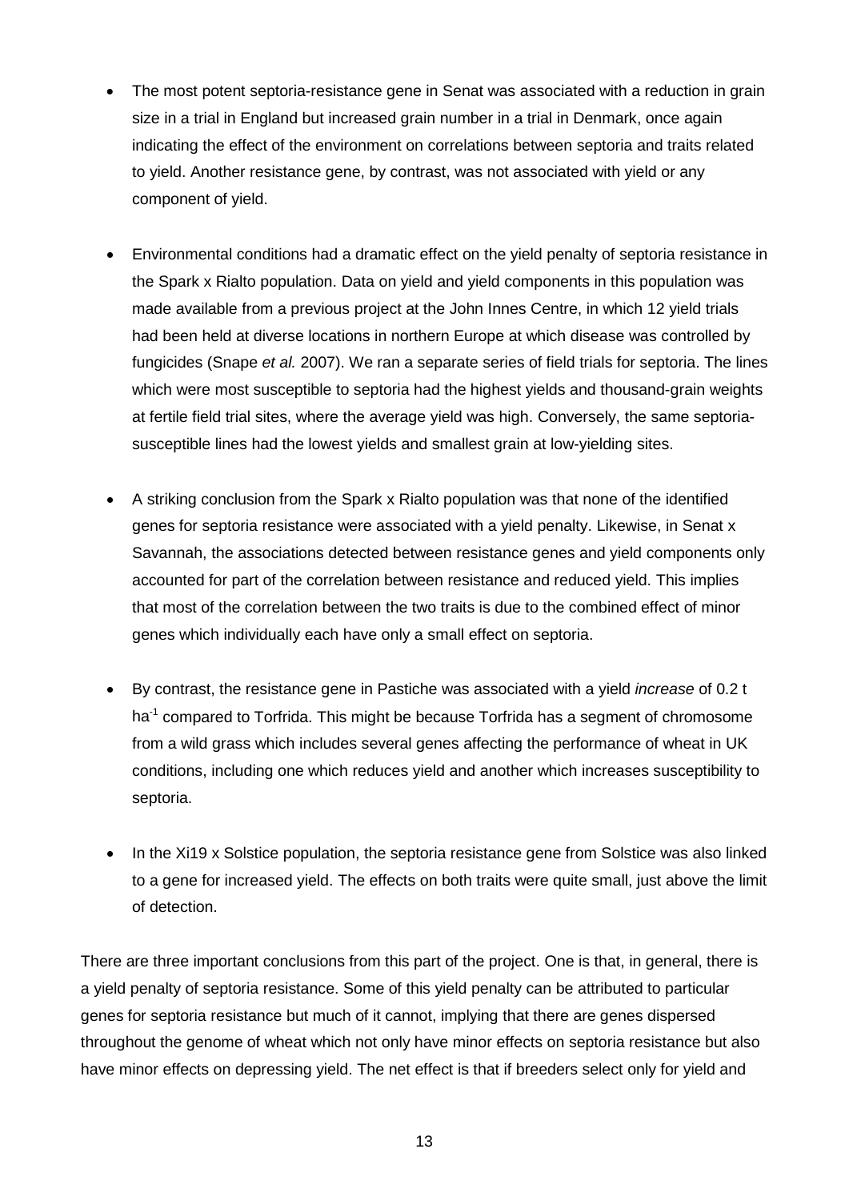- The most potent septoria-resistance gene in Senat was associated with a reduction in grain size in a trial in England but increased grain number in a trial in Denmark, once again indicating the effect of the environment on correlations between septoria and traits related to yield. Another resistance gene, by contrast, was not associated with yield or any component of yield.

- Environmental conditions had a dramatic effect on the yield penalty of septoria resistance in the Spark x Rialto population. Data on yield and yield components in this population was made available from a previous project at the John Innes Centre, in which 12 yield trials had been held at diverse locations in northern Europe at which disease was controlled by fungicides (Snape *et al.* 2007). We ran a separate series of field trials for septoria. The lines which were most susceptible to septoria had the highest yields and thousand-grain weights at fertile field trial sites, where the average yield was high. Conversely, the same septoria-susceptible lines had the lowest yields and smallest grain at low-yielding sites.

- A striking conclusion from the Spark x Rialto population was that none of the identified genes for septoria resistance were associated with a yield penalty. Likewise, in Senat x Savannah, the associations detected between resistance genes and yield components only accounted for part of the correlation between resistance and reduced yield. This implies that most of the correlation between the two traits is due to the combined effect of minor genes which individually each have only a small effect on septoria.

- By contrast, the resistance gene in Pastiche was associated with a yield *increase* of 0.2 t $ha^{-1}$ compared to Torfrida. This might be because Torfrida has a segment of chromosome from a wild grass which includes several genes affecting the performance of wheat in UK conditions, including one which reduces yield and another which increases susceptibility to septoria.

- In the Xi19 x Solstice population, the septoria resistance gene from Solstice was also linked to a gene for increased yield. The effects on both traits were quite small, just above the limit of detection.

There are three important conclusions from this part of the project. One is that, in general, there is a yield penalty of septoria resistance. Some of this yield penalty can be attributed to particular genes for septoria resistance but much of it cannot, implying that there are genes dispersed throughout the genome of wheat which not only have minor effects on septoria resistance but also have minor effects on depressing yield. The net effect is that if breeders select only for yield and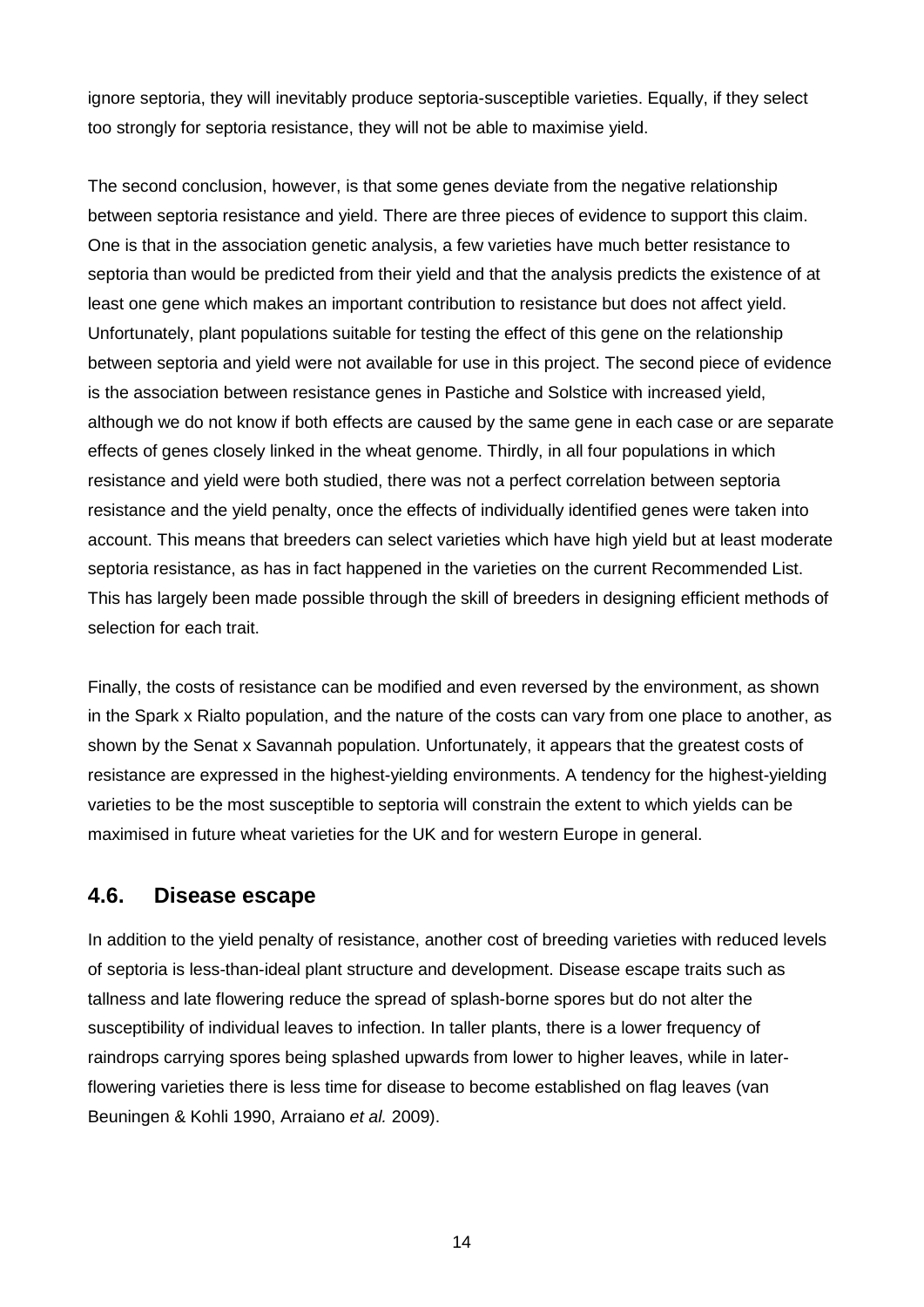ignore septoria, they will inevitably produce septoria-susceptible varieties. Equally, if they select too strongly for septoria resistance, they will not be able to maximise yield.

The second conclusion, however, is that some genes deviate from the negative relationship between septoria resistance and yield. There are three pieces of evidence to support this claim. One is that in the association genetic analysis, a few varieties have much better resistance to septoria than would be predicted from their yield and that the analysis predicts the existence of at least one gene which makes an important contribution to resistance but does not affect yield. Unfortunately, plant populations suitable for testing the effect of this gene on the relationship between septoria and yield were not available for use in this project. The second piece of evidence is the association between resistance genes in Pastiche and Solstice with increased yield, although we do not know if both effects are caused by the same gene in each case or are separate effects of genes closely linked in the wheat genome. Thirdly, in all four populations in which resistance and yield were both studied, there was not a perfect correlation between septoria resistance and the yield penalty, once the effects of individually identified genes were taken into account. This means that breeders can select varieties which have high yield but at least moderate septoria resistance, as has in fact happened in the varieties on the current Recommended List. This has largely been made possible through the skill of breeders in designing efficient methods of selection for each trait.

Finally, the costs of resistance can be modified and even reversed by the environment, as shown in the Spark x Rialto population, and the nature of the costs can vary from one place to another, as shown by the Senat x Savannah population. Unfortunately, it appears that the greatest costs of resistance are expressed in the highest-yielding environments. A tendency for the highest-yielding varieties to be the most susceptible to septoria will constrain the extent to which yields can be maximised in future wheat varieties for the UK and for western Europe in general.

## 4.6. Disease escape

In addition to the yield penalty of resistance, another cost of breeding varieties with reduced levels of septoria is less-than-ideal plant structure and development. Disease escape traits such as tallness and late flowering reduce the spread of splash-borne spores but do not alter the susceptibility of individual leaves to infection. In taller plants, there is a lower frequency of raindrops carrying spores being splashed upwards from lower to higher leaves, while in later-flowering varieties there is less time for disease to become established on flag leaves (van Beuningen & Kohli 1990, Arraiano *et al.* 2009).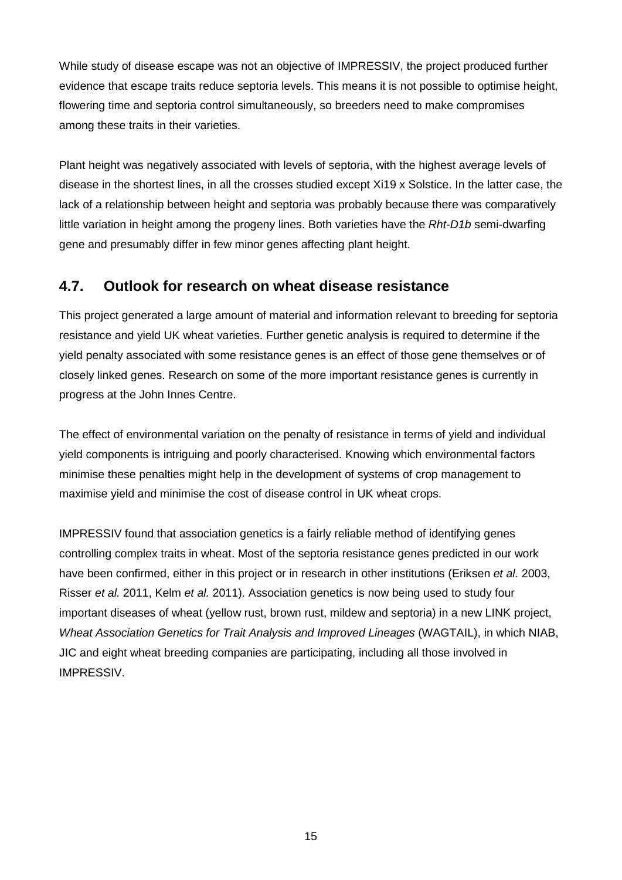While study of disease escape was not an objective of IMPRESSIV, the project produced further evidence that escape traits reduce septoria levels. This means it is not possible to optimise height, flowering time and septoria control simultaneously, so breeders need to make compromises among these traits in their varieties.

Plant height was negatively associated with levels of septoria, with the highest average levels of disease in the shortest lines, in all the crosses studied except Xi19 x Solstice. In the latter case, the lack of a relationship between height and septoria was probably because there was comparatively little variation in height among the progeny lines. Both varieties have the *Rht-D1b* semi-dwarfing gene and presumably differ in few minor genes affecting plant height.

## 4.7. Outlook for research on wheat disease resistance

This project generated a large amount of material and information relevant to breeding for septoria resistance and yield UK wheat varieties. Further genetic analysis is required to determine if the yield penalty associated with some resistance genes is an effect of those gene themselves or of closely linked genes. Research on some of the more important resistance genes is currently in progress at the John Innes Centre.

The effect of environmental variation on the penalty of resistance in terms of yield and individual yield components is intriguing and poorly characterised. Knowing which environmental factors minimise these penalties might help in the development of systems of crop management to maximise yield and minimise the cost of disease control in UK wheat crops.

IMPRESSIV found that association genetics is a fairly reliable method of identifying genes controlling complex traits in wheat. Most of the septoria resistance genes predicted in our work have been confirmed, either in this project or in research in other institutions (Eriksen *et al.* 2003, Risser *et al.* 2011, Kelm *et al.* 2011). Association genetics is now being used to study four important diseases of wheat (yellow rust, brown rust, mildew and septoria) in a new LINK project, *Wheat Association Genetics for Trait Analysis and Improved Lineages* (WAGTAIL), in which NIAB, JIC and eight wheat breeding companies are participating, including all those involved in IMPRESSIV.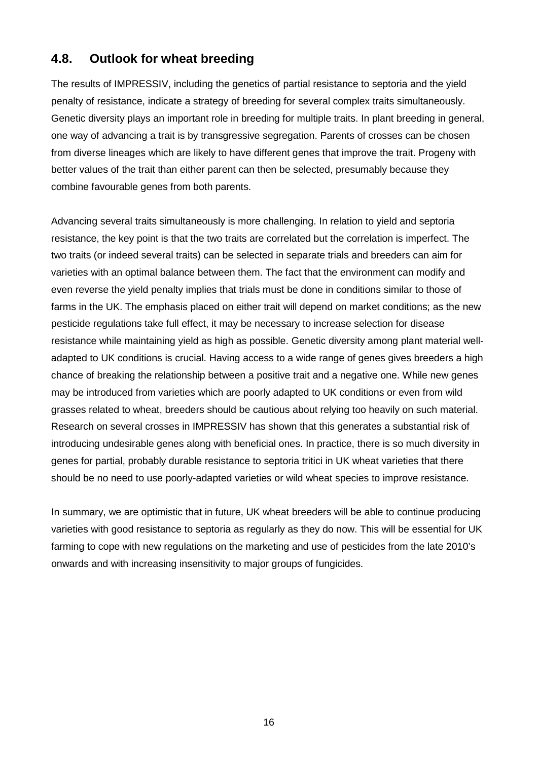## 4.8. Outlook for wheat breeding

The results of IMPRESSIV, including the genetics of partial resistance to septoria and the yield penalty of resistance, indicate a strategy of breeding for several complex traits simultaneously. Genetic diversity plays an important role in breeding for multiple traits. In plant breeding in general, one way of advancing a trait is by transgressive segregation. Parents of crosses can be chosen from diverse lineages which are likely to have different genes that improve the trait. Progeny with better values of the trait than either parent can then be selected, presumably because they combine favourable genes from both parents.

Advancing several traits simultaneously is more challenging. In relation to yield and septoria resistance, the key point is that the two traits are correlated but the correlation is imperfect. The two traits (or indeed several traits) can be selected in separate trials and breeders can aim for varieties with an optimal balance between them. The fact that the environment can modify and even reverse the yield penalty implies that trials must be done in conditions similar to those of farms in the UK. The emphasis placed on either trait will depend on market conditions; as the new pesticide regulations take full effect, it may be necessary to increase selection for disease resistance while maintaining yield as high as possible. Genetic diversity among plant material well-adapted to UK conditions is crucial. Having access to a wide range of genes gives breeders a high chance of breaking the relationship between a positive trait and a negative one. While new genes may be introduced from varieties which are poorly adapted to UK conditions or even from wild grasses related to wheat, breeders should be cautious about relying too heavily on such material. Research on several crosses in IMPRESSIV has shown that this generates a substantial risk of introducing undesirable genes along with beneficial ones. In practice, there is so much diversity in genes for partial, probably durable resistance to septoria tritici in UK wheat varieties that there should be no need to use poorly-adapted varieties or wild wheat species to improve resistance.

In summary, we are optimistic that in future, UK wheat breeders will be able to continue producing varieties with good resistance to septoria as regularly as they do now. This will be essential for UK farming to cope with new regulations on the marketing and use of pesticides from the late 2010's onwards and with increasing insensitivity to major groups of fungicides.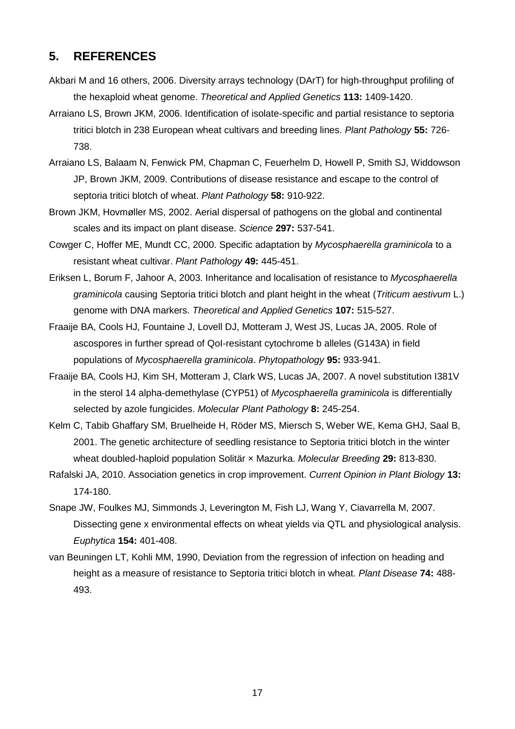## 5. REFERENCES

Akbari M and 16 others, 2006. Diversity arrays technology (DArT) for high-throughput profiling of the hexaploid wheat genome. *Theoretical and Applied Genetics* **113:** 1409-1420.

Arraiano LS, Brown JKM, 2006. Identification of isolate-specific and partial resistance to septoria tritici blotch in 238 European wheat cultivars and breeding lines. *Plant Pathology* **55:** 726-738.

Arraiano LS, Balaam N, Fenwick PM, Chapman C, Feuerhelm D, Howell P, Smith SJ, Widdowson JP, Brown JKM, 2009. Contributions of disease resistance and escape to the control of septoria tritici blotch of wheat. *Plant Pathology* **58:** 910-922.

Brown JKM, Hovmøller MS, 2002. Aerial dispersal of pathogens on the global and continental scales and its impact on plant disease. *Science* **297:** 537-541.

Cowger C, Hoffer ME, Mundt CC, 2000. Specific adaptation by *Mycosphaerella graminicola* to a resistant wheat cultivar. *Plant Pathology* **49:** 445-451.

Eriksen L, Borum F, Jahoor A, 2003. Inheritance and localisation of resistance to *Mycosphaerella graminicola* causing Septoria tritici blotch and plant height in the wheat (*Triticum aestivum* L.) genome with DNA markers. *Theoretical and Applied Genetics* **107:** 515-527.

Fraaije BA, Cools HJ, Fountaine J, Lovell DJ, Motteram J, West JS, Lucas JA, 2005. Role of ascospores in further spread of QoI-resistant cytochrome b alleles (G143A) in field populations of *Mycosphaerella graminicola*. *Phytopathology* **95:** 933-941.

Fraaije BA, Cools HJ, Kim SH, Motteram J, Clark WS, Lucas JA, 2007. A novel substitution I381V in the sterol 14 alpha-demethylase (CYP51) of *Mycosphaerella graminicola* is differentially selected by azole fungicides. *Molecular Plant Pathology* **8:** 245-254.

Kelm C, Tabib Ghaffary SM, Bruelheide H, Röder MS, Miersch S, Weber WE, Kema GHJ, Saal B, 2001. The genetic architecture of seedling resistance to Septoria tritici blotch in the winter wheat doubled-haploid population Solitär × Mazurka. *Molecular Breeding* **29:** 813-830.

Rafalski JA, 2010. Association genetics in crop improvement. *Current Opinion in Plant Biology* **13:** 174-180.

Snape JW, Foulkes MJ, Simmonds J, Leverington M, Fish LJ, Wang Y, Ciavarrella M, 2007. Dissecting gene x environmental effects on wheat yields via QTL and physiological analysis. *Euphytica* **154:** 401-408.

van Beuningen LT, Kohli MM, 1990, Deviation from the regression of infection on heading and height as a measure of resistance to Septoria tritici blotch in wheat. *Plant Disease* **74:** 488-493.